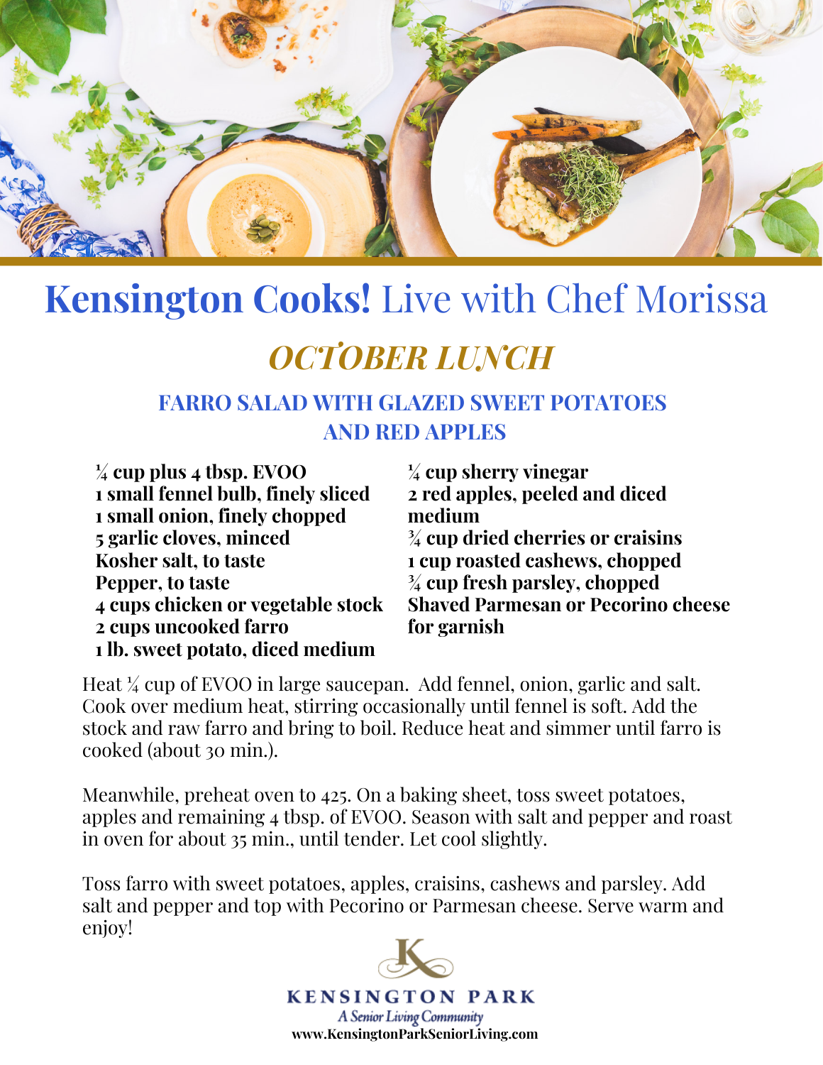# **Kensington Cooks!** Live with Chef Morissa

## *OCTOBER LUNCH*

### FARRO SALAD WITH GLAZED SWEET POTATOES AND RED APPLES

**¼ cup plus 4 tbsp. EVOO**
**1 small fennel bulb, finely sliced**
**1 small onion, finely chopped**
**5 garlic cloves, minced**
**Kosher salt, to taste**
**Pepper, to taste**
**4 cups chicken or vegetable stock**
**2 cups uncooked farro**
**1 lb. sweet potato, diced medium**
**¼ cup sherry vinegar**
**2 red apples, peeled and diced medium**
**¾ cup dried cherries or craisins**
**1 cup roasted cashews, chopped**
**¾ cup fresh parsley, chopped**
**Shaved Parmesan or Pecorino cheese for garnish**

Heat ¼ cup of EVOO in large saucepan. Add fennel, onion, garlic and salt. Cook over medium heat, stirring occasionally until fennel is soft. Add the stock and raw farro and bring to boil. Reduce heat and simmer until farro is cooked (about 30 min.).

Meanwhile, preheat oven to 425. On a baking sheet, toss sweet potatoes, apples and remaining 4 tbsp. of EVOO. Season with salt and pepper and roast in oven for about 35 min., until tender. Let cool slightly.

Toss farro with sweet potatoes, apples, craisins, cashews and parsley. Add salt and pepper and top with Pecorino or Parmesan cheese. Serve warm and enjoy!

KENSINGTON PARK
*A Senior Living Community*
**www.KensingtonParkSeniorLiving.com**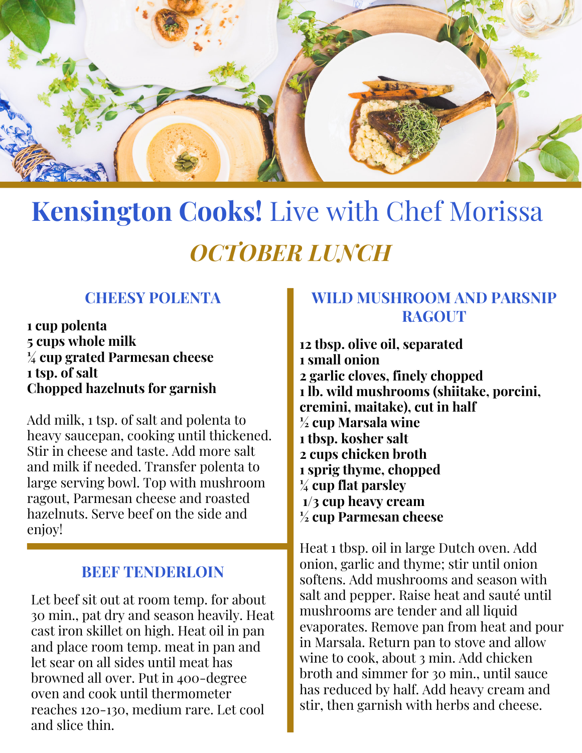# **Kensington Cooks!** Live with Chef Morissa

## *OCTOBER LUNCH*

### CHEESY POLENTA

**1 cup polenta**
**5 cups whole milk**
**¼ cup grated Parmesan cheese**
**1 tsp. of salt**
**Chopped hazelnuts for garnish**

Add milk, 1 tsp. of salt and polenta to heavy saucepan, cooking until thickened. Stir in cheese and taste. Add more salt and milk if needed. Transfer polenta to large serving bowl. Top with mushroom ragout, Parmesan cheese and roasted hazelnuts. Serve beef on the side and enjoy!

### BEEF TENDERLOIN

Let beef sit out at room temp. for about 30 min., pat dry and season heavily. Heat cast iron skillet on high. Heat oil in pan and place room temp. meat in pan and let sear on all sides until meat has browned all over. Put in 400-degree oven and cook until thermometer reaches 120-130, medium rare. Let cool and slice thin.

### WILD MUSHROOM AND PARSNIP RAGOUT

**12 tbsp. olive oil, separated**
**1 small onion**
**2 garlic cloves, finely chopped**
**1 lb. wild mushrooms (shiitake, porcini, cremini, maitake), cut in half**
**½ cup Marsala wine**
**1 tbsp. kosher salt**
**2 cups chicken broth**
**1 sprig thyme, chopped**
**¼ cup flat parsley**
**1/3 cup heavy cream**
**½ cup Parmesan cheese**

Heat 1 tbsp. oil in large Dutch oven. Add onion, garlic and thyme; stir until onion softens. Add mushrooms and season with salt and pepper. Raise heat and sauté until mushrooms are tender and all liquid evaporates. Remove pan from heat and pour in Marsala. Return pan to stove and allow wine to cook, about 3 min. Add chicken broth and simmer for 30 min., until sauce has reduced by half. Add heavy cream and stir, then garnish with herbs and cheese.